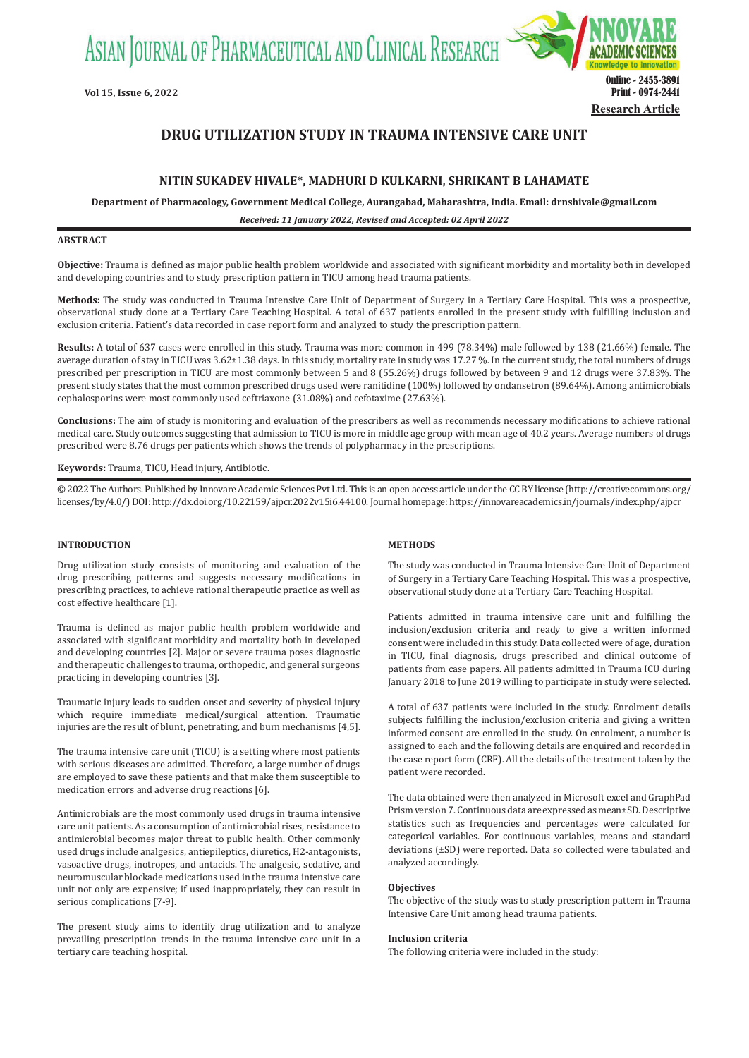Research Article

# DRUG UTILIZATION STUDY IN TRAUMA INTENSIVE CARE UNIT

**NITIN SUKADEV HIVALE*, MADHURI D KULKARNI, SHRIKANT B LAHAMATE**

**Department of Pharmacology, Government Medical College, Aurangabad, Maharashtra, India. Email: drnshivale@gmail.com**

*Received: 11 January 2022, Revised and Accepted: 02 April 2022*

## ABSTRACT

**Objective:** Trauma is defined as major public health problem worldwide and associated with significant morbidity and mortality both in developed and developing countries and to study prescription pattern in TICU among head trauma patients.

**Methods:** The study was conducted in Trauma Intensive Care Unit of Department of Surgery in a Tertiary Care Hospital. This was a prospective, observational study done at a Tertiary Care Teaching Hospital. A total of 637 patients enrolled in the present study with fulfilling inclusion and exclusion criteria. Patient's data recorded in case report form and analyzed to study the prescription pattern.

**Results:** A total of 637 cases were enrolled in this study. Trauma was more common in 499 (78.34%) male followed by 138 (21.66%) female. The average duration of stay in TICU was 3.62±1.38 days. In this study, mortality rate in study was 17.27 %. In the current study, the total numbers of drugs prescribed per prescription in TICU are most commonly between 5 and 8 (55.26%) drugs followed by between 9 and 12 drugs were 37.83%. The present study states that the most common prescribed drugs used were ranitidine (100%) followed by ondansetron (89.64%). Among antimicrobials cephalosporins were most commonly used ceftriaxone (31.08%) and cefotaxime (27.63%).

**Conclusions:** The aim of study is monitoring and evaluation of the prescribers as well as recommends necessary modifications to achieve rational medical care. Study outcomes suggesting that admission to TICU is more in middle age group with mean age of 40.2 years. Average numbers of drugs prescribed were 8.76 drugs per patients which shows the trends of polypharmacy in the prescriptions.

**Keywords:** Trauma, TICU, Head injury, Antibiotic.

© 2022 The Authors. Published by Innovare Academic Sciences Pvt Ltd. This is an open access article under the CC BY license (http://creativecommons.org/licenses/by/4.0/) DOI: http://dx.doi.org/10.22159/ajpcr.2022v15i6.44100. Journal homepage: https://innovareacademics.in/journals/index.php/ajpcr

## INTRODUCTION

Drug utilization study consists of monitoring and evaluation of the drug prescribing patterns and suggests necessary modifications in prescribing practices, to achieve rational therapeutic practice as well as cost effective healthcare [1].

Trauma is defined as major public health problem worldwide and associated with significant morbidity and mortality both in developed and developing countries [2]. Major or severe trauma poses diagnostic and therapeutic challenges to trauma, orthopedic, and general surgeons practicing in developing countries [3].

Traumatic injury leads to sudden onset and severity of physical injury which require immediate medical/surgical attention. Traumatic injuries are the result of blunt, penetrating, and burn mechanisms [4,5].

The trauma intensive care unit (TICU) is a setting where most patients with serious diseases are admitted. Therefore, a large number of drugs are employed to save these patients and that make them susceptible to medication errors and adverse drug reactions [6].

Antimicrobials are the most commonly used drugs in trauma intensive care unit patients. As a consumption of antimicrobial rises, resistance to antimicrobial becomes major threat to public health. Other commonly used drugs include analgesics, antiepileptics, diuretics, H2-antagonists, vasoactive drugs, inotropes, and antacids. The analgesic, sedative, and neuromuscular blockade medications used in the trauma intensive care unit not only are expensive; if used inappropriately, they can result in serious complications [7-9].

The present study aims to identify drug utilization and to analyze prevailing prescription trends in the trauma intensive care unit in a tertiary care teaching hospital.

## METHODS

The study was conducted in Trauma Intensive Care Unit of Department of Surgery in a Tertiary Care Teaching Hospital. This was a prospective, observational study done at a Tertiary Care Teaching Hospital.

Patients admitted in trauma intensive care unit and fulfilling the inclusion/exclusion criteria and ready to give a written informed consent were included in this study. Data collected were of age, duration in TICU, final diagnosis, drugs prescribed and clinical outcome of patients from case papers. All patients admitted in Trauma ICU during January 2018 to June 2019 willing to participate in study were selected.

A total of 637 patients were included in the study. Enrolment details subjects fulfilling the inclusion/exclusion criteria and giving a written informed consent are enrolled in the study. On enrolment, a number is assigned to each and the following details are enquired and recorded in the case report form (CRF). All the details of the treatment taken by the patient were recorded.

The data obtained were then analyzed in Microsoft excel and GraphPad Prism version 7. Continuous data are expressed as mean±SD. Descriptive statistics such as frequencies and percentages were calculated for categorical variables. For continuous variables, means and standard deviations (±SD) were reported. Data so collected were tabulated and analyzed accordingly.

### Objectives

The objective of the study was to study prescription pattern in Trauma Intensive Care Unit among head trauma patients.

### Inclusion criteria

The following criteria were included in the study: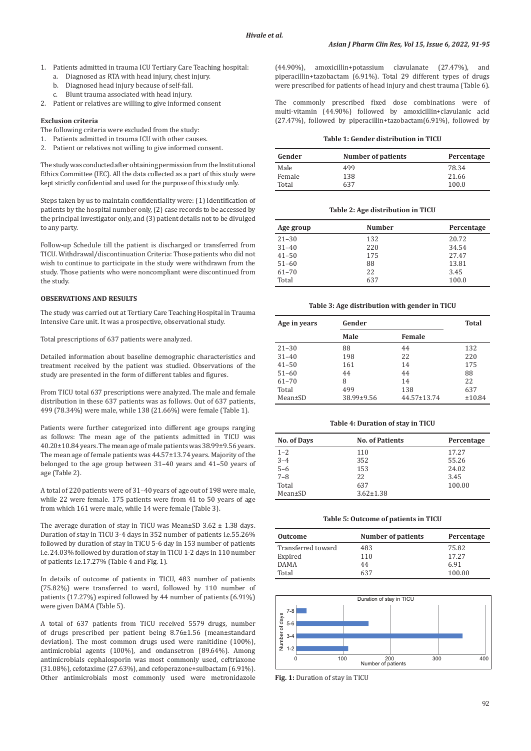1. Patients admitted in trauma ICU Tertiary Care Teaching hospital:
   a. Diagnosed as RTA with head injury, chest injury.
   b. Diagnosed head injury because of self-fall.
   c. Blunt trauma associated with head injury.
2. Patient or relatives are willing to give informed consent

**Exclusion criteria**

The following criteria were excluded from the study:

1. Patients admitted in trauma ICU with other causes.
2. Patient or relatives not willing to give informed consent.

The study was conducted after obtaining permission from the Institutional Ethics Committee (IEC). All the data collected as a part of this study were kept strictly confidential and used for the purpose of this study only.

Steps taken by us to maintain confidentiality were: (1) Identification of patients by the hospital number only, (2) case records to be accessed by the principal investigator only, and (3) patient details not to be divulged to any party.

Follow-up Schedule till the patient is discharged or transferred from TICU. Withdrawal/discontinuation Criteria: Those patients who did not wish to continue to participate in the study were withdrawn from the study. Those patients who were noncompliant were discontinued from the study.

## OBSERVATIONS AND RESULTS

The study was carried out at Tertiary Care Teaching Hospital in Trauma Intensive Care unit. It was a prospective, observational study.

Total prescriptions of 637 patients were analyzed.

Detailed information about baseline demographic characteristics and treatment received by the patient was studied. Observations of the study are presented in the form of different tables and figures.

From TICU total 637 prescriptions were analyzed. The male and female distribution in these 637 patients was as follows. Out of 637 patients, 499 (78.34%) were male, while 138 (21.66%) were female (Table 1).

Patients were further categorized into different age groups ranging as follows: The mean age of the patients admitted in TICU was 40.20±10.84 years. The mean age of male patients was 38.99±9.56 years. The mean age of female patients was 44.57±13.74 years. Majority of the belonged to the age group between 31–40 years and 41–50 years of age (Table 2).

A total of 220 patients were of 31–40 years of age out of 198 were male, while 22 were female. 175 patients were from 41 to 50 years of age from which 161 were male, while 14 were female (Table 3).

The average duration of stay in TICU was Mean±SD 3.62 ± 1.38 days. Duration of stay in TICU 3-4 days in 352 number of patients i.e.55.26% followed by duration of stay in TICU 5-6 day in 153 number of patients i.e. 24.03% followed by duration of stay in TICU 1-2 days in 110 number of patients i.e.17.27% (Table 4 and Fig. 1).

In details of outcome of patients in TICU, 483 number of patients (75.82%) were transferred to ward, followed by 110 number of patients (17.27%) expired followed by 44 number of patients (6.91%) were given DAMA (Table 5).

A total of 637 patients from TICU received 5579 drugs, number of drugs prescribed per patient being 8.76±1.56 (mean±standard deviation). The most common drugs used were ranitidine (100%), antimicrobial agents (100%), and ondansetron (89.64%). Among antimicrobials cephalosporin was most commonly used, ceftriaxone (31.08%), cefotaxime (27.63%), and cefoperazone+sulbactam (6.91%). Other antimicrobials most commonly used were metronidazole (44.90%), amoxicillin+potassium clavulanate (27.47%), and piperacillin+tazobactam (6.91%). Total 29 different types of drugs were prescribed for patients of head injury and chest trauma (Table 6).

The commonly prescribed fixed dose combinations were of multi-vitamin (44.90%) followed by amoxicillin+clavulanic acid (27.47%), followed by piperacillin+tazobactam(6.91%), followed by

**Table 1: Gender distribution in TICU**

| Gender | Number of patients | Percentage |
|---|---|---|
| Male | 499 | 78.34 |
| Female | 138 | 21.66 |
| Total | 637 | 100.0 |

**Table 2: Age distribution in TICU**

| Age group | Number | Percentage |
|---|---|---|
| 21–30 | 132 | 20.72 |
| 31–40 | 220 | 34.54 |
| 41–50 | 175 | 27.47 |
| 51–60 | 88 | 13.81 |
| 61–70 | 22 | 3.45 |
| Total | 637 | 100.0 |

**Table 3: Age distribution with gender in TICU**

| Age in years | Gender | | Total |
|---|---|---|---|
| | Male | Female | |
| 21–30 | 88 | 44 | 132 |
| 31–40 | 198 | 22 | 220 |
| 41–50 | 161 | 14 | 175 |
| 51–60 | 44 | 44 | 88 |
| 61–70 | 8 | 14 | 22 |
| Total | 499 | 138 | 637 |
| Mean±SD | 38.99±9.56 | 44.57±13.74 | ±10.84 |

**Table 4: Duration of stay in TICU**

| No. of Days | No. of Patients | Percentage |
|---|---|---|
| 1–2 | 110 | 17.27 |
| 3–4 | 352 | 55.26 |
| 5–6 | 153 | 24.02 |
| 7–8 | 22 | 3.45 |
| Total | 637 | 100.00 |
| Mean±SD | 3.62±1.38 | |

**Table 5: Outcome of patients in TICU**

| Outcome | Number of patients | Percentage |
|---|---|---|
| Transferred toward | 483 | 75.82 |
| Expired | 110 | 17.27 |
| DAMA | 44 | 6.91 |
| Total | 637 | 100.00 |

**Fig. 1:** Duration of stay in TICU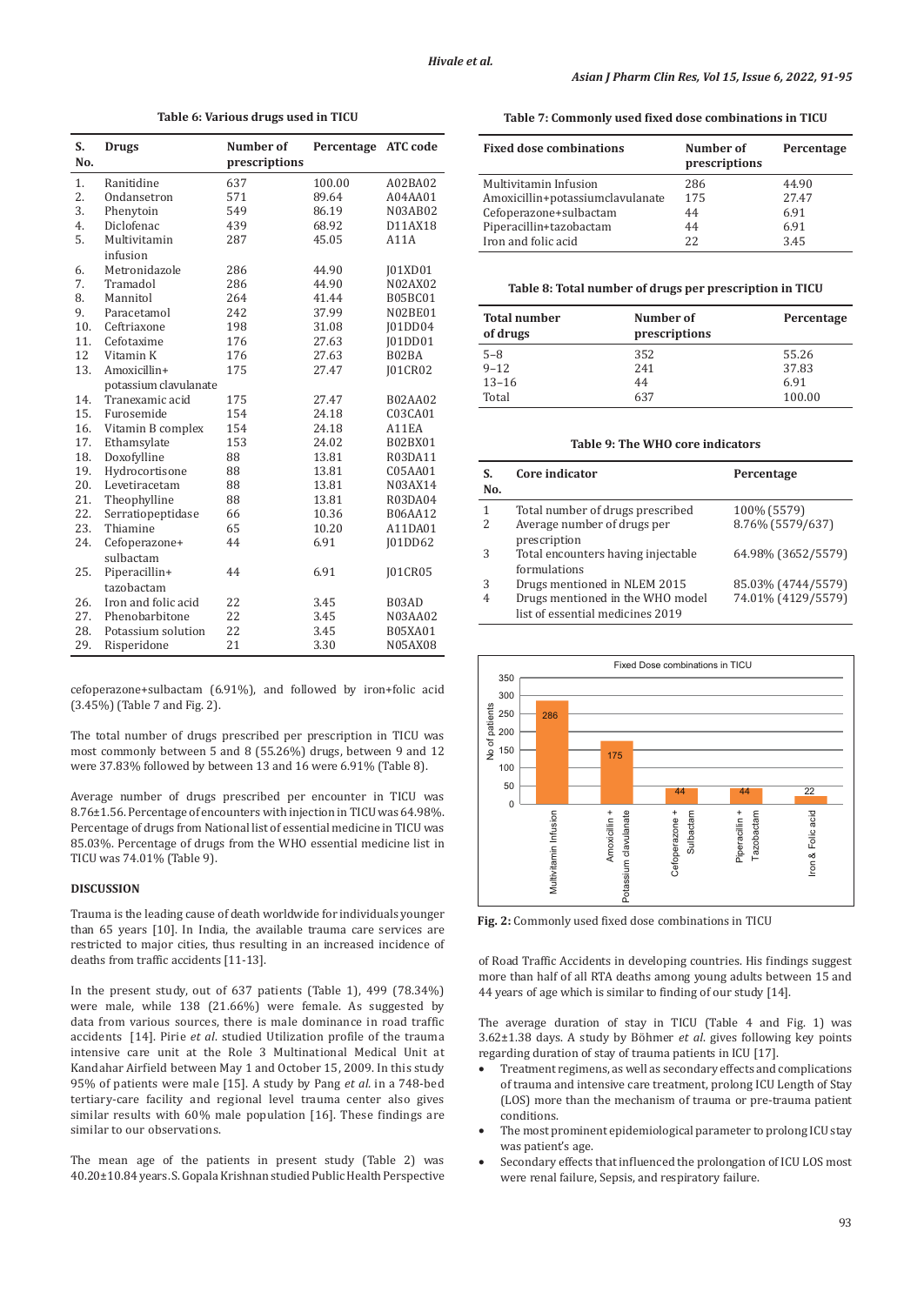**Table 6: Various drugs used in TICU**

| S. No. | Drugs | Number of prescriptions | Percentage | ATC code |
|---|---|---|---|---|
| 1. | Ranitidine | 637 | 100.00 | A02BA02 |
| 2. | Ondansetron | 571 | 89.64 | A04AA01 |
| 3. | Phenytoin | 549 | 86.19 | N03AB02 |
| 4. | Diclofenac | 439 | 68.92 | D11AX18 |
| 5. | Multivitamin infusion | 287 | 45.05 | A11A |
| 6. | Metronidazole | 286 | 44.90 | J01XD01 |
| 7. | Tramadol | 286 | 44.90 | N02AX02 |
| 8. | Mannitol | 264 | 41.44 | B05BC01 |
| 9. | Paracetamol | 242 | 37.99 | N02BE01 |
| 10. | Ceftriaxone | 198 | 31.08 | J01DD04 |
| 11. | Cefotaxime | 176 | 27.63 | J01DD01 |
| 12 | Vitamin K | 176 | 27.63 | B02BA |
| 13. | Amoxicillin+ potassium clavulanate | 175 | 27.47 | J01CR02 |
| 14. | Tranexamic acid | 175 | 27.47 | B02AA02 |
| 15. | Furosemide | 154 | 24.18 | C03CA01 |
| 16. | Vitamin B complex | 154 | 24.18 | A11EA |
| 17. | Ethamsylate | 153 | 24.02 | B02BX01 |
| 18. | Doxofylline | 88 | 13.81 | R03DA11 |
| 19. | Hydrocortisone | 88 | 13.81 | C05AA01 |
| 20. | Levetiracetam | 88 | 13.81 | N03AX14 |
| 21. | Theophylline | 88 | 13.81 | R03DA04 |
| 22. | Serratiopeptidase | 66 | 10.36 | B06AA12 |
| 23. | Thiamine | 65 | 10.20 | A11DA01 |
| 24. | Cefoperazone+ sulbactam | 44 | 6.91 | J01DD62 |
| 25. | Piperacillin+ tazobactam | 44 | 6.91 | J01CR05 |
| 26. | Iron and folic acid | 22 | 3.45 | B03AD |
| 27. | Phenobarbitone | 22 | 3.45 | N03AA02 |
| 28. | Potassium solution | 22 | 3.45 | B05XA01 |
| 29. | Risperidone | 21 | 3.30 | N05AX08 |

cefoperazone+sulbactam (6.91%), and followed by iron+folic acid (3.45%) (Table 7 and Fig. 2).

The total number of drugs prescribed per prescription in TICU was most commonly between 5 and 8 (55.26%) drugs, between 9 and 12 were 37.83% followed by between 13 and 16 were 6.91% (Table 8).

Average number of drugs prescribed per encounter in TICU was 8.76±1.56. Percentage of encounters with injection in TICU was 64.98%. Percentage of drugs from National list of essential medicine in TICU was 85.03%. Percentage of drugs from the WHO essential medicine list in TICU was 74.01% (Table 9).

## DISCUSSION

Trauma is the leading cause of death worldwide for individuals younger than 65 years [10]. In India, the available trauma care services are restricted to major cities, thus resulting in an increased incidence of deaths from traffic accidents [11-13].

In the present study, out of 637 patients (Table 1), 499 (78.34%) were male, while 138 (21.66%) were female. As suggested by data from various sources, there is male dominance in road traffic accidents [14]. Pirie *et al*. studied Utilization profile of the trauma intensive care unit at the Role 3 Multinational Medical Unit at Kandahar Airfield between May 1 and October 15, 2009. In this study 95% of patients were male [15]. A study by Pang *et al.* in a 748-bed tertiary-care facility and regional level trauma center also gives similar results with 60% male population [16]. These findings are similar to our observations.

The mean age of the patients in present study (Table 2) was 40.20±10.84 years. S. Gopala Krishnan studied Public Health Perspective of Road Traffic Accidents in developing countries. His findings suggest more than half of all RTA deaths among young adults between 15 and 44 years of age which is similar to finding of our study [14].

The average duration of stay in TICU (Table 4 and Fig. 1) was 3.62±1.38 days. A study by Böhmer *et al*. gives following key points regarding duration of stay of trauma patients in ICU [17].

- Treatment regimens, as well as secondary effects and complications of trauma and intensive care treatment, prolong ICU Length of Stay (LOS) more than the mechanism of trauma or pre-trauma patient conditions.
- The most prominent epidemiological parameter to prolong ICU stay was patient's age.
- Secondary effects that influenced the prolongation of ICU LOS most were renal failure, Sepsis, and respiratory failure.

**Table 7: Commonly used fixed dose combinations in TICU**

| Fixed dose combinations | Number of prescriptions | Percentage |
|---|---|---|
| Multivitamin Infusion | 286 | 44.90 |
| Amoxicillin+potassiumclavulanate | 175 | 27.47 |
| Cefoperazone+sulbactam | 44 | 6.91 |
| Piperacillin+tazobactam | 44 | 6.91 |
| Iron and folic acid | 22 | 3.45 |

**Table 8: Total number of drugs per prescription in TICU**

| Total number of drugs | Number of prescriptions | Percentage |
|---|---|---|
| 5–8 | 352 | 55.26 |
| 9–12 | 241 | 37.83 |
| 13–16 | 44 | 6.91 |
| Total | 637 | 100.00 |

**Table 9: The WHO core indicators**

| S. No. | Core indicator | Percentage |
|---|---|---|
| 1 | Total number of drugs prescribed | 100% (5579) |
| 2 | Average number of drugs per prescription | 8.76% (5579/637) |
| 3 | Total encounters having injectable formulations | 64.98% (3652/5579) |
| 3 | Drugs mentioned in NLEM 2015 | 85.03% (4744/5579) |
| 4 | Drugs mentioned in the WHO model list of essential medicines 2019 | 74.01% (4129/5579) |

**Fig. 2:** Commonly used fixed dose combinations in TICU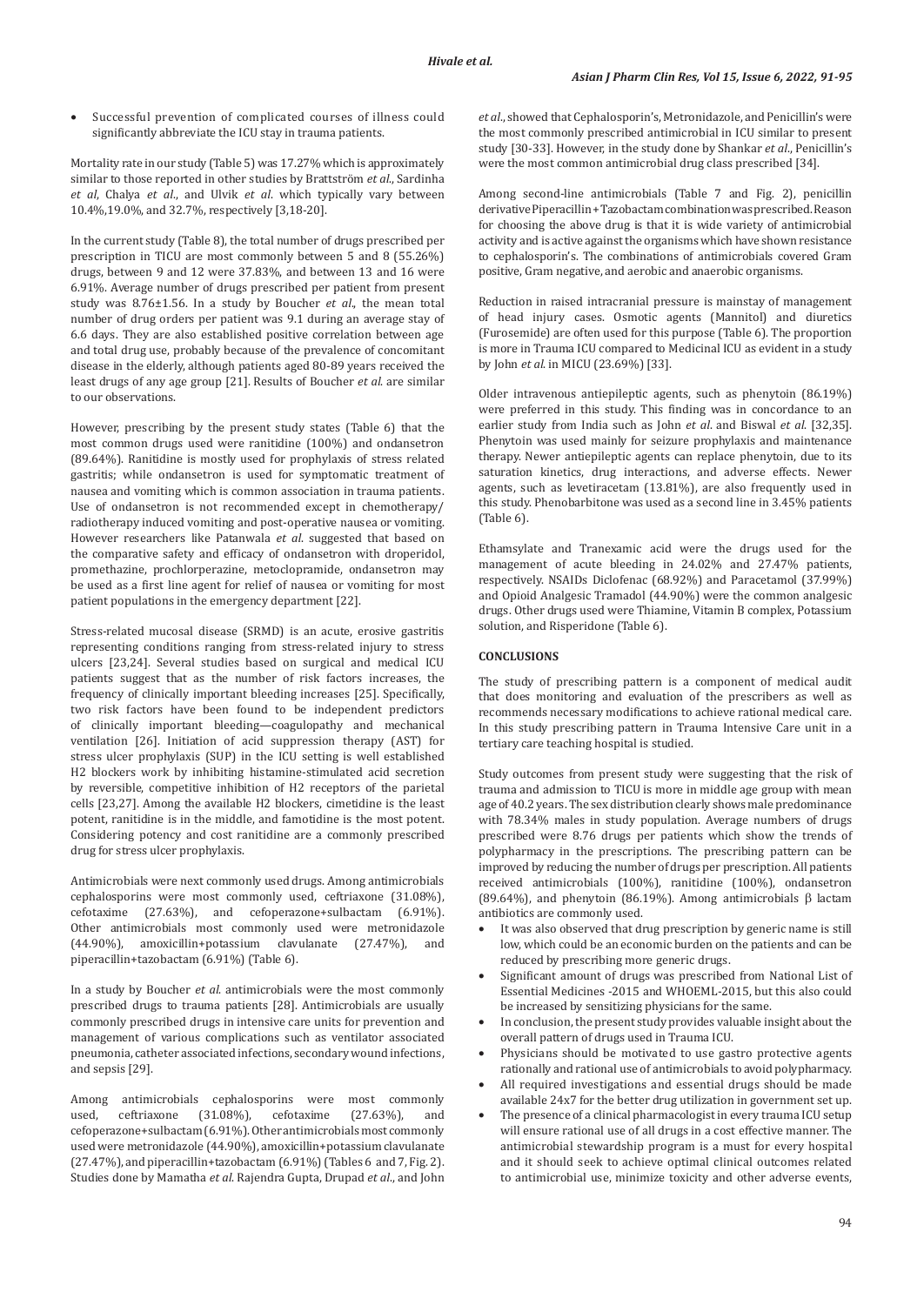- Successful prevention of complicated courses of illness could significantly abbreviate the ICU stay in trauma patients.

Mortality rate in our study (Table 5) was 17.27% which is approximately similar to those reported in other studies by Brattström *et al*., Sardinha *et al*, Chalya *et al*., and Ulvik *et al*. which typically vary between 10.4%,19.0%, and 32.7%, respectively [3,18-20].

In the current study (Table 8), the total number of drugs prescribed per prescription in TICU are most commonly between 5 and 8 (55.26%) drugs, between 9 and 12 were 37.83%, and between 13 and 16 were 6.91%. Average number of drugs prescribed per patient from present study was 8.76±1.56. In a study by Boucher *et al*., the mean total number of drug orders per patient was 9.1 during an average stay of 6.6 days. They are also established positive correlation between age and total drug use, probably because of the prevalence of concomitant disease in the elderly, although patients aged 80-89 years received the least drugs of any age group [21]. Results of Boucher *et al*. are similar to our observations.

However, prescribing by the present study states (Table 6) that the most common drugs used were ranitidine (100%) and ondansetron (89.64%). Ranitidine is mostly used for prophylaxis of stress related gastritis; while ondansetron is used for symptomatic treatment of nausea and vomiting which is common association in trauma patients. Use of ondansetron is not recommended except in chemotherapy/ radiotherapy induced vomiting and post-operative nausea or vomiting. However researchers like Patanwala *et al*. suggested that based on the comparative safety and efficacy of ondansetron with droperidol, promethazine, prochlorperazine, metoclopramide, ondansetron may be used as a first line agent for relief of nausea or vomiting for most patient populations in the emergency department [22].

Stress-related mucosal disease (SRMD) is an acute, erosive gastritis representing conditions ranging from stress-related injury to stress ulcers [23,24]. Several studies based on surgical and medical ICU patients suggest that as the number of risk factors increases, the frequency of clinically important bleeding increases [25]. Specifically, two risk factors have been found to be independent predictors of clinically important bleeding—coagulopathy and mechanical ventilation [26]. Initiation of acid suppression therapy (AST) for stress ulcer prophylaxis (SUP) in the ICU setting is well established H2 blockers work by inhibiting histamine-stimulated acid secretion by reversible, competitive inhibition of H2 receptors of the parietal cells [23,27]. Among the available H2 blockers, cimetidine is the least potent, ranitidine is in the middle, and famotidine is the most potent. Considering potency and cost ranitidine are a commonly prescribed drug for stress ulcer prophylaxis.

Antimicrobials were next commonly used drugs. Among antimicrobials cephalosporins were most commonly used, ceftriaxone (31.08%), cefotaxime (27.63%), and cefoperazone+sulbactam (6.91%). Other antimicrobials most commonly used were metronidazole (44.90%), amoxicillin+potassium clavulanate (27.47%), and piperacillin+tazobactam (6.91%) (Table 6).

In a study by Boucher *et al*. antimicrobials were the most commonly prescribed drugs to trauma patients [28]. Antimicrobials are usually commonly prescribed drugs in intensive care units for prevention and management of various complications such as ventilator associated pneumonia, catheter associated infections, secondary wound infections, and sepsis [29].

Among antimicrobials cephalosporins were most commonly used, ceftriaxone (31.08%), cefotaxime (27.63%), and cefoperazone+sulbactam (6.91%). Other antimicrobials most commonly used were metronidazole (44.90%), amoxicillin+potassium clavulanate (27.47%), and piperacillin+tazobactam (6.91%) (Tables 6 and 7, Fig. 2). Studies done by Mamatha *et al*. Rajendra Gupta, Drupad *et al*., and John *et al*., showed that Cephalosporin's, Metronidazole, and Penicillin's were the most commonly prescribed antimicrobial in ICU similar to present study [30-33]. However, in the study done by Shankar *et al*., Penicillin's were the most common antimicrobial drug class prescribed [34].

Among second-line antimicrobials (Table 7 and Fig. 2), penicillin derivative Piperacillin + Tazobactam combination was prescribed. Reason for choosing the above drug is that it is wide variety of antimicrobial activity and is active against the organisms which have shown resistance to cephalosporin's. The combinations of antimicrobials covered Gram positive, Gram negative, and aerobic and anaerobic organisms.

Reduction in raised intracranial pressure is mainstay of management of head injury cases. Osmotic agents (Mannitol) and diuretics (Furosemide) are often used for this purpose (Table 6). The proportion is more in Trauma ICU compared to Medicinal ICU as evident in a study by John *et al*. in MICU (23.69%) [33].

Older intravenous antiepileptic agents, such as phenytoin (86.19%) were preferred in this study. This finding was in concordance to an earlier study from India such as John *et al*. and Biswal *et al*. [32,35]. Phenytoin was used mainly for seizure prophylaxis and maintenance therapy. Newer antiepileptic agents can replace phenytoin, due to its saturation kinetics, drug interactions, and adverse effects. Newer agents, such as levetiracetam (13.81%), are also frequently used in this study. Phenobarbitone was used as a second line in 3.45% patients (Table 6).

Ethamsylate and Tranexamic acid were the drugs used for the management of acute bleeding in 24.02% and 27.47% patients, respectively. NSAIDs Diclofenac (68.92%) and Paracetamol (37.99%) and Opioid Analgesic Tramadol (44.90%) were the common analgesic drugs. Other drugs used were Thiamine, Vitamin B complex, Potassium solution, and Risperidone (Table 6).

## CONCLUSIONS

The study of prescribing pattern is a component of medical audit that does monitoring and evaluation of the prescribers as well as recommends necessary modifications to achieve rational medical care. In this study prescribing pattern in Trauma Intensive Care unit in a tertiary care teaching hospital is studied.

Study outcomes from present study were suggesting that the risk of trauma and admission to TICU is more in middle age group with mean age of 40.2 years. The sex distribution clearly shows male predominance with 78.34% males in study population. Average numbers of drugs prescribed were 8.76 drugs per patients which show the trends of polypharmacy in the prescriptions. The prescribing pattern can be improved by reducing the number of drugs per prescription. All patients received antimicrobials (100%), ranitidine (100%), ondansetron (89.64%), and phenytoin (86.19%). Among antimicrobials β lactam antibiotics are commonly used.

- It was also observed that drug prescription by generic name is still low, which could be an economic burden on the patients and can be reduced by prescribing more generic drugs.
- Significant amount of drugs was prescribed from National List of Essential Medicines -2015 and WHOEML-2015, but this also could be increased by sensitizing physicians for the same.
- In conclusion, the present study provides valuable insight about the overall pattern of drugs used in Trauma ICU.
- Physicians should be motivated to use gastro protective agents rationally and rational use of antimicrobials to avoid polypharmacy.
- All required investigations and essential drugs should be made available 24x7 for the better drug utilization in government set up.
- The presence of a clinical pharmacologist in every trauma ICU setup will ensure rational use of all drugs in a cost effective manner. The antimicrobial stewardship program is a must for every hospital and it should seek to achieve optimal clinical outcomes related to antimicrobial use, minimize toxicity and other adverse events,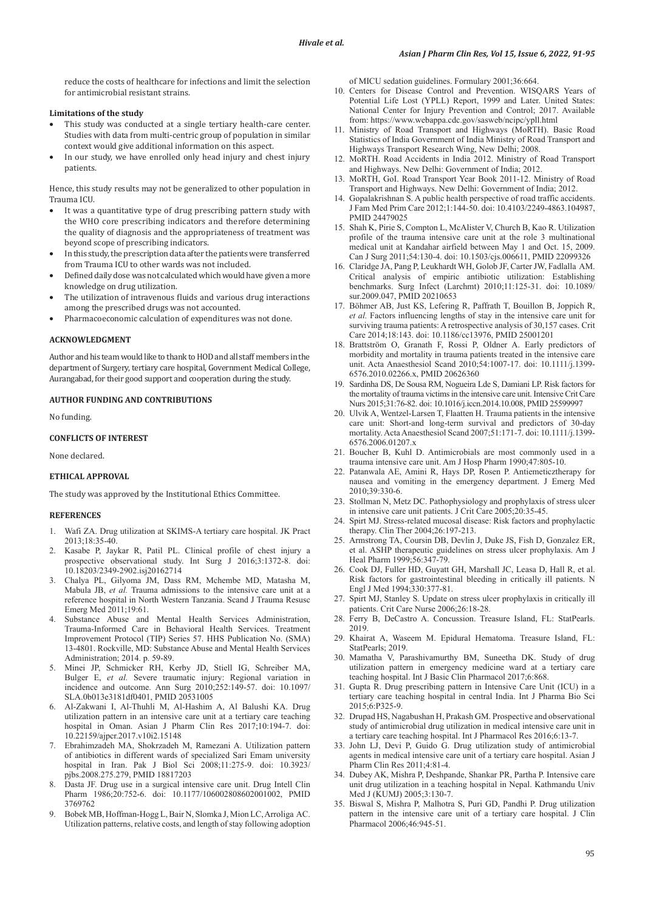reduce the costs of healthcare for infections and limit the selection for antimicrobial resistant strains.

#### Limitations of the study

- This study was conducted at a single tertiary health-care center. Studies with data from multi-centric group of population in similar context would give additional information on this aspect.
- In our study, we have enrolled only head injury and chest injury patients.

Hence, this study results may not be generalized to other population in Trauma ICU.

- It was a quantitative type of drug prescribing pattern study with the WHO core prescribing indicators and therefore determining the quality of diagnosis and the appropriateness of treatment was beyond scope of prescribing indicators.
- In this study, the prescription data after the patients were transferred from Trauma ICU to other wards was not included.
- Defined daily dose was not calculated which would have given a more knowledge on drug utilization.
- The utilization of intravenous fluids and various drug interactions among the prescribed drugs was not accounted.
- Pharmacoeconomic calculation of expenditures was not done.

### ACKNOWLEDGMENT

Author and his team would like to thank to HOD and all staff members in the department of Surgery, tertiary care hospital, Government Medical College, Aurangabad, for their good support and cooperation during the study.

### AUTHOR FUNDING AND CONTRIBUTIONS

No funding.

### CONFLICTS OF INTEREST

None declared.

### ETHICAL APPROVAL

The study was approved by the Institutional Ethics Committee.

### REFERENCES

1. Wafi ZA. Drug utilization at SKIMS-A tertiary care hospital. JK Pract 2013;18:35-40.
2. Kasabe P, Jaykar R, Patil PL. Clinical profile of chest injury a prospective observational study. Int Surg J 2016;3:1372-8. doi: 10.18203/2349-2902.isj20162714
3. Chalya PL, Gilyoma JM, Dass RM, Mchembe MD, Matasha M, Mabula JB, *et al.* Trauma admissions to the intensive care unit at a reference hospital in North Western Tanzania. Scand J Trauma Resusc Emerg Med 2011;19:61.
4. Substance Abuse and Mental Health Services Administration, Trauma-Informed Care in Behavioral Health Services. Treatment Improvement Protocol (TIP) Series 57. HHS Publication No. (SMA) 13-4801. Rockville, MD: Substance Abuse and Mental Health Services Administration; 2014. p. 59-89.
5. Minei JP, Schmicker RH, Kerby JD, Stiell IG, Schreiber MA, Bulger E, *et al.* Severe traumatic injury: Regional variation in incidence and outcome. Ann Surg 2010;252:149-57. doi: 10.1097/SLA.0b013e3181df0401, PMID 20531005
6. Al-Zakwani I, Al-Thuhli M, Al-Hashim A, Al Balushi KA. Drug utilization pattern in an intensive care unit at a tertiary care teaching hospital in Oman. Asian J Pharm Clin Res 2017;10:194-7. doi: 10.22159/ajpcr.2017.v10i2.15148
7. Ebrahimzadeh MA, Shokrzadeh M, Ramezani A. Utilization pattern of antibiotics in different wards of specialized Sari Emam university hospital in Iran. Pak J Biol Sci 2008;11:275-9. doi: 10.3923/pjbs.2008.275.279, PMID 18817203
8. Dasta JF. Drug use in a surgical intensive care unit. Drug Intell Clin Pharm 1986;20:752-6. doi: 10.1177/106002808602001002, PMID 3769762
9. Bobek MB, Hoffman-Hogg L, Bair N, Slomka J, Mion LC, Arroliga AC. Utilization patterns, relative costs, and length of stay following adoption of MICU sedation guidelines. Formulary 2001;36:664.
10. Centers for Disease Control and Prevention. WISQARS Years of Potential Life Lost (YPLL) Report, 1999 and Later. United States: National Center for Injury Prevention and Control; 2017. Available from: https://www.webappa.cdc.gov/sasweb/ncipc/ypll.html
11. Ministry of Road Transport and Highways (MoRTH). Basic Road Statistics of India Government of India Ministry of Road Transport and Highways Transport Research Wing, New Delhi; 2008.
12. MoRTH. Road Accidents in India 2012. Ministry of Road Transport and Highways. New Delhi: Government of India; 2012.
13. MoRTH, GoI. Road Transport Year Book 2011-12. Ministry of Road Transport and Highways. New Delhi: Government of India; 2012.
14. Gopalakrishnan S. A public health perspective of road traffic accidents. J Fam Med Prim Care 2012;1:144-50. doi: 10.4103/2249-4863.104987, PMID 24479025
15. Shah K, Pirie S, Compton L, McAlister V, Church B, Kao R. Utilization profile of the trauma intensive care unit at the role 3 multinational medical unit at Kandahar airfield between May 1 and Oct. 15, 2009. Can J Surg 2011;54:130-4. doi: 10.1503/cjs.006611, PMID 22099326
16. Claridge JA, Pang P, Leukhardt WH, Golob JF, Carter JW, Fadlalla AM. Critical analysis of empiric antibiotic utilization: Establishing benchmarks. Surg Infect (Larchmt) 2010;11:125-31. doi: 10.1089/sur.2009.047, PMID 20210653
17. Böhmer AB, Just KS, Lefering R, Paffrath T, Bouillon B, Joppich R, *et al.* Factors influencing lengths of stay in the intensive care unit for surviving trauma patients: A retrospective analysis of 30,157 cases. Crit Care 2014;18:143. doi: 10.1186/cc13976, PMID 25001201
18. Brattström O, Granath F, Rossi P, Oldner A. Early predictors of morbidity and mortality in trauma patients treated in the intensive care unit. Acta Anaesthesiol Scand 2010;54:1007-17. doi: 10.1111/j.1399-6576.2010.02266.x, PMID 20626360
19. Sardinha DS, De Sousa RM, Nogueira Lde S, Damiani LP. Risk factors for the mortality of trauma victims in the intensive care unit. Intensive Crit Care Nurs 2015;31:76-82. doi: 10.1016/j.iccn.2014.10.008, PMID 25599997
20. Ulvik A, Wentzel-Larsen T, Flaatten H. Trauma patients in the intensive care unit: Short-and long-term survival and predictors of 30-day mortality. Acta Anaesthesiol Scand 2007;51:171-7. doi: 10.1111/j.1399-6576.2006.01207.x
21. Boucher B, Kuhl D. Antimicrobials are most commonly used in a trauma intensive care unit. Am J Hosp Pharm 1990;47:805-10.
22. Patanwala AE, Amini R, Hays DP, Rosen P. Antiemeticztherapy for nausea and vomiting in the emergency department. J Emerg Med 2010;39:330-6.
23. Stollman N, Metz DC. Pathophysiology and prophylaxis of stress ulcer in intensive care unit patients. J Crit Care 2005;20:35-45.
24. Spirt MJ. Stress-related mucosal disease: Risk factors and prophylactic therapy. Clin Ther 2004;26:197-213.
25. Armstrong TA, Coursin DB, Devlin J, Duke JS, Fish D, Gonzalez ER, et al. ASHP therapeutic guidelines on stress ulcer prophylaxis. Am J Heal Pharm 1999;56:347-79.
26. Cook DJ, Fuller HD, Guyatt GH, Marshall JC, Leasa D, Hall R, et al. Risk factors for gastrointestinal bleeding in critically ill patients. N Engl J Med 1994;330:377-81.
27. Spirt MJ, Stanley S. Update on stress ulcer prophylaxis in critically ill patients. Crit Care Nurse 2006;26:18-28.
28. Ferry B, DeCastro A. Concussion. Treasure Island, FL: StatPearls. 2019.
29. Khairat A, Waseem M. Epidural Hematoma. Treasure Island, FL: StatPearls; 2019.
30. Mamatha V, Parashivamurthy BM, Suneetha DK. Study of drug utilization pattern in emergency medicine ward at a tertiary care teaching hospital. Int J Basic Clin Pharmacol 2017;6:868.
31. Gupta R. Drug prescribing pattern in Intensive Care Unit (ICU) in a tertiary care teaching hospital in central India. Int J Pharma Bio Sci 2015;6:P325-9.
32. Drupad HS, Nagabushan H, Prakash GM. Prospective and observational study of antimicrobial drug utilization in medical intensive care unit in a tertiary care teaching hospital. Int J Pharmacol Res 2016;6:13-7.
33. John LJ, Devi P, Guido G. Drug utilization study of antimicrobial agents in medical intensive care unit of a tertiary care hospital. Asian J Pharm Clin Res 2011;4:81-4.
34. Dubey AK, Mishra P, Deshpande, Shankar PR, Partha P. Intensive care unit drug utilization in a teaching hospital in Nepal. Kathmandu Univ Med J (KUMJ) 2005;3:130-7.
35. Biswal S, Mishra P, Malhotra S, Puri GD, Pandhi P. Drug utilization pattern in the intensive care unit of a tertiary care hospital. J Clin Pharmacol 2006;46:945-51.